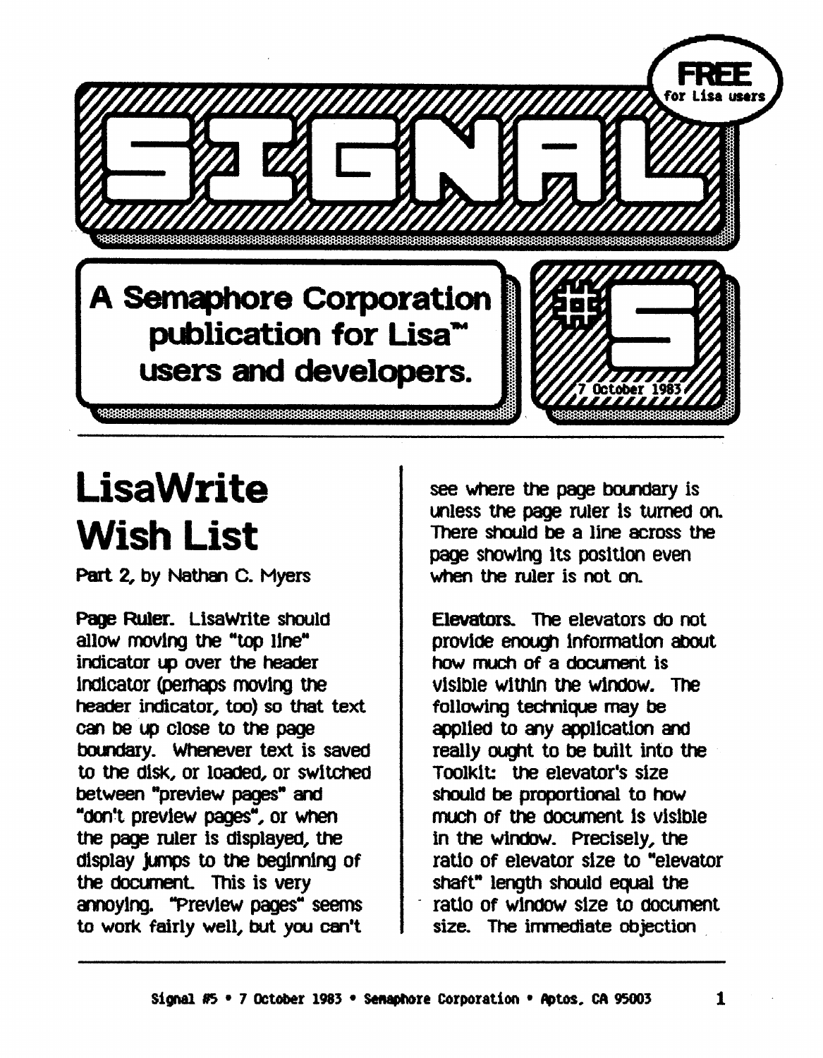# SIGNAL

**FREE** for Lisa users

**A Semaphore Corporation publication for Lisa™ users and developers.**

**#5**

7 October 1983

# LisaWrite Wish List

Part 2, by Nathan C. Myers

**Page Ruler.** LisaWrite should allow moving the "top line" indicator up over the header indicator (perhaps moving the header indicator, too) so that text can be up close to the page boundary. Whenever text is saved to the disk, or loaded, or switched between "preview pages" and "don't preview pages", or when the page ruler is displayed, the display jumps to the beginning of the document. This is very annoying. "Preview pages" seems to work fairly well, but you can't see where the page boundary is unless the page ruler is turned on. There should be a line across the page showing its position even when the ruler is not on.

**Elevators.** The elevators do not provide enough information about how much of a document is visible within the window. The following technique may be applied to any application and really ought to be built into the Toolkit: the elevator's size should be proportional to how much of the document is visible in the window. Precisely, the ratio of elevator size to "elevator shaft" length should equal the ratio of window size to document size. The immediate objection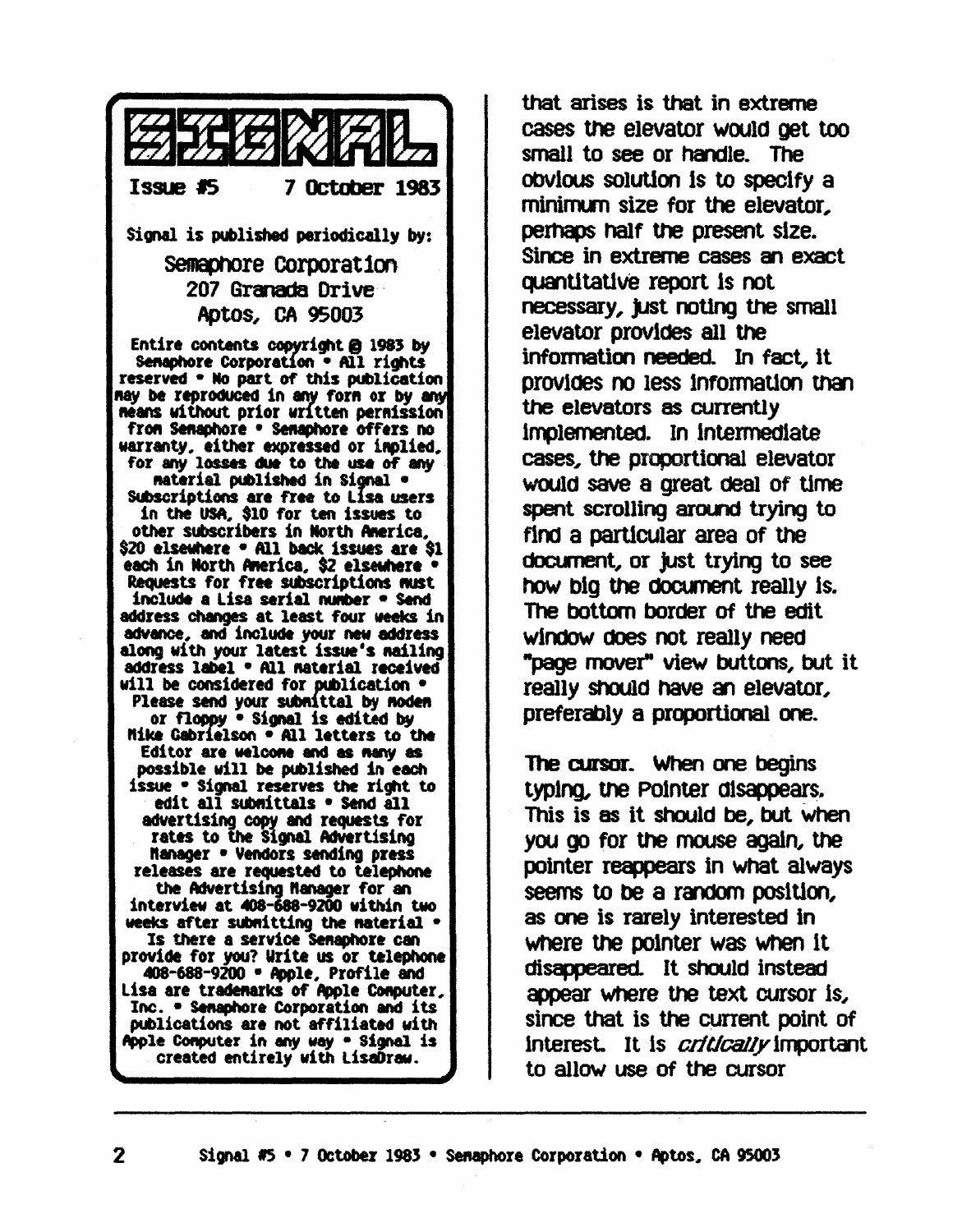# SIGNAL

**Issue #5 7 October 1983**

Signal is published periodically by:

Semaphore Corporation
207 Granada Drive
Aptos, CA 95003

Entire contents copyright @ 1983 by Semaphore Corporation • All rights reserved • No part of this publication may be reproduced in any form or by any means without prior written permission from Semaphore • Semaphore offers no warranty, either expressed or implied, for any losses due to the use of any material published in Signal • Subscriptions are free to Lisa users in the USA, $10 for ten issues to other subscribers in North America, $20 elsewhere • All back issues are $1 each in North America, $2 elsewhere • Requests for free subscriptions must include a Lisa serial number • Send address changes at least four weeks in advance, and include your new address along with your latest issue's mailing address label • All material received will be considered for publication • Please send your submittal by modem or floppy • Signal is edited by Mike Gabrielson • All letters to the Editor are welcome and as many as possible will be published in each issue • Signal reserves the right to edit all submittals • Send all advertising copy and requests for rates to the Signal Advertising Manager • Vendors sending press releases are requested to telephone the Advertising Manager for an interview at 408-688-9200 within two weeks after submitting the material • Is there a service Semaphore can provide for you? Write us or telephone 408-688-9200 • Apple, Profile and Lisa are trademarks of Apple Computer, Inc. • Semaphore Corporation and its publications are not affiliated with Apple Computer in any way • Signal is created entirely with LisaDraw.

that arises is that in extreme cases the elevator would get too small to see or handle. The obvious solution is to specify a minimum size for the elevator, perhaps half the present size. Since in extreme cases an exact quantitative report is not necessary, just noting the small elevator provides all the information needed. In fact, it provides no less information than the elevators as currently implemented. In intermediate cases, the proportional elevator would save a great deal of time spent scrolling around trying to find a particular area of the document, or just trying to see how big the document really is. The bottom border of the edit window does not really need "page mover" view buttons, but it really should have an elevator, preferably a proportional one.

**The cursor.** When one begins typing, the Pointer disappears. This is as it should be, but when you go for the mouse again, the pointer reappears in what always seems to be a random position, as one is rarely interested in where the pointer was when it disappeared. It should instead appear where the text cursor is, since that is the current point of interest. It is *critically* important to allow use of the cursor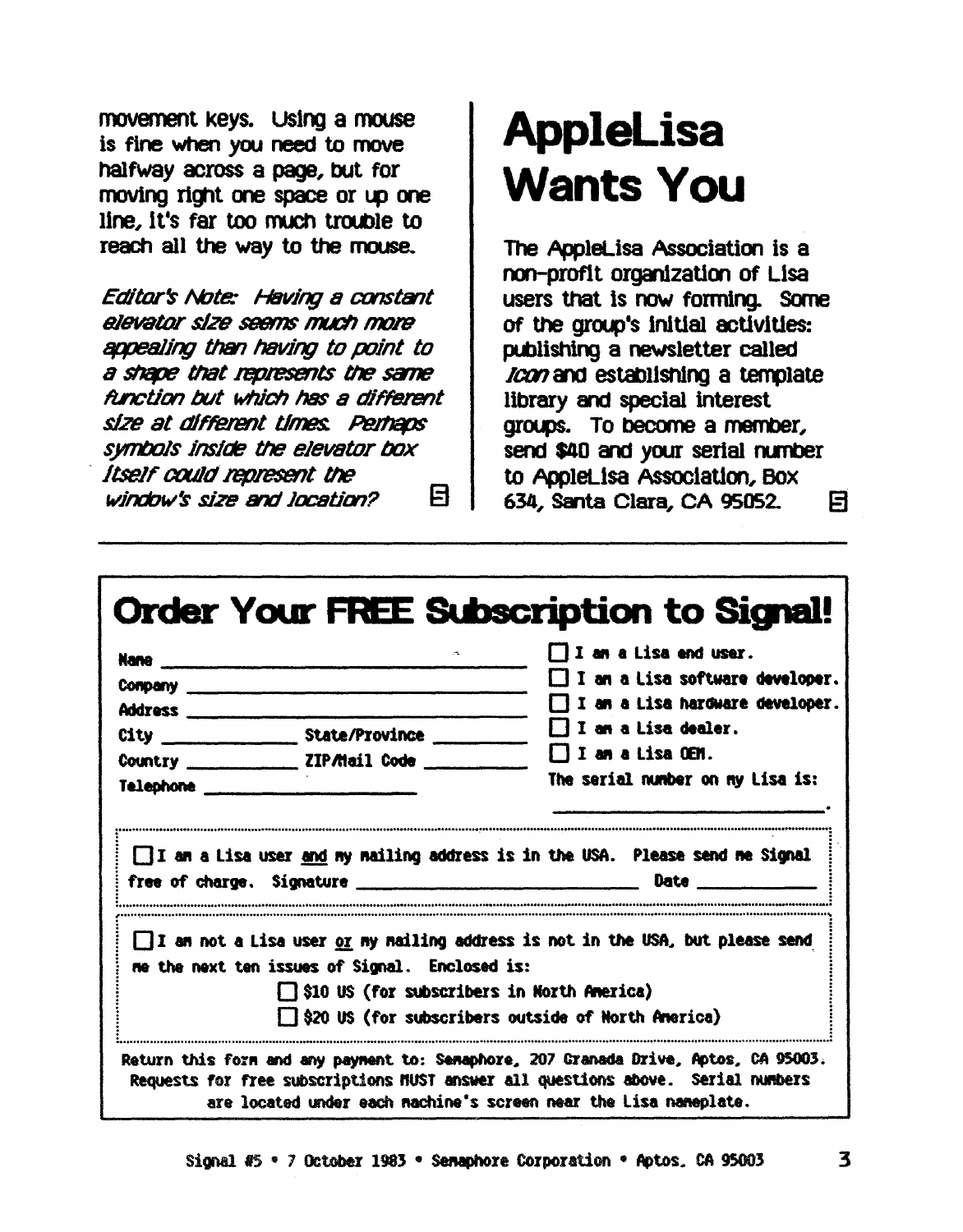movement keys. Using a mouse is fine when you need to move halfway across a page, but for moving right one space or up one line, it's far too much trouble to reach all the way to the mouse.

*Editor's Note: Having a constant elevator size seems much more appealing than having to point to a shape that represents the same function but which has a different size at different times. Perhaps symbols inside the elevator box itself could represent the window's size and location?*

# AppleLisa Wants You

The AppleLisa Association is a non-profit organization of Lisa users that is now forming. Some of the group's initial activities: publishing a newsletter called *Icon* and establishing a template library and special interest groups. To become a member, send $40 and your serial number to AppleLisa Association, Box 634, Santa Clara, CA 95052.

## Order Your FREE Subscription to Signal!

Name ______________________________

Company ______________________________

Address ______________________________

City ______________ State/Province __________

Country ____________ ZIP/Mail Code __________

Telephone ____________________

☐ I am a Lisa end user.

☐ I am a Lisa software developer.

☐ I am a Lisa hardware developer.

☐ I am a Lisa dealer.

☐ I am a Lisa OEM.

The serial number on my Lisa is: ____________________.

☐ I am a Lisa user and my mailing address is in the USA. Please send me Signal free of charge. Signature ______________________ Date __________

☐ I am not a Lisa user or my mailing address is not in the USA, but please send me the next ten issues of Signal. Enclosed is:

☐ $10 US (for subscribers in North America)

☐ $20 US (for subscribers outside of North America)

Return this form and any payment to: Semaphore, 207 Granada Drive, Aptos, CA 95003. Requests for free subscriptions MUST answer all questions above. Serial numbers are located under each machine's screen near the Lisa nameplate.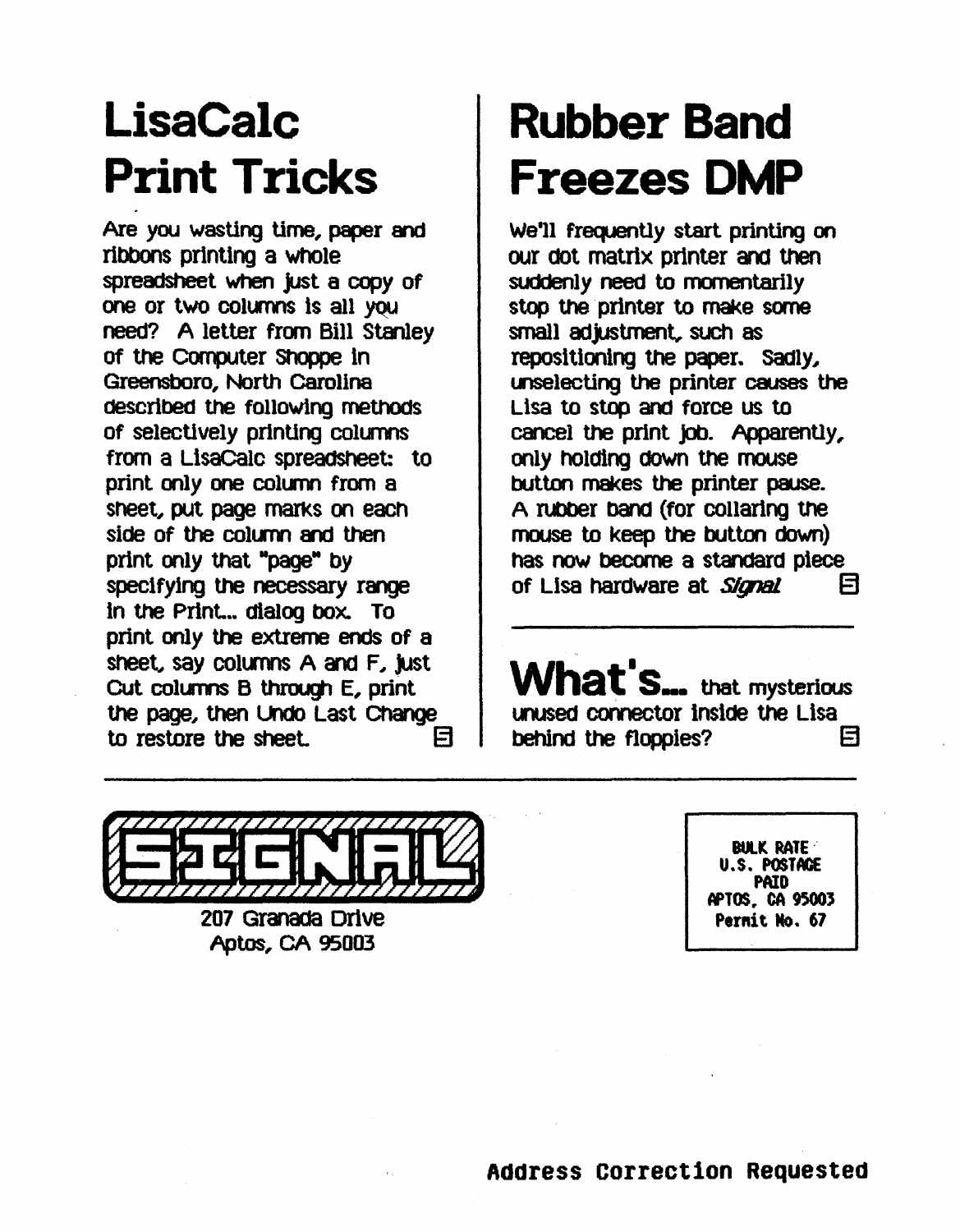# LisaCalc Print Tricks

Are you wasting time, paper and ribbons printing a whole spreadsheet when just a copy of one or two columns is all you need? A letter from Bill Stanley of the Computer Shoppe in Greensboro, North Carolina described the following methods of selectively printing columns from a LisaCalc spreadsheet: to print only one column from a sheet, put page marks on each side of the column and then print only that "page" by specifying the necessary range in the Print... dialog box. To print only the extreme ends of a sheet, say columns A and F, just Cut columns B through E, print the page, then Undo Last Change to restore the sheet.

# Rubber Band Freezes DMP

We'll frequently start printing on our dot matrix printer and then suddenly need to momentarily stop the printer to make some small adjustment, such as repositioning the paper. Sadly, unselecting the printer causes the Lisa to stop and force us to cancel the print job. Apparently, only holding down the mouse button makes the printer pause. A rubber band (for collaring the mouse to keep the button down) has now become a standard piece of Lisa hardware at *Signal*

---

**What's...** that mysterious unused connector inside the Lisa behind the floppies?

---

SIGNAL

207 Granada Drive
Aptos, CA 95003

BULK RATE
U.S. POSTAGE
PAID
APTOS, CA 95003
Permit No. 67

Address Correction Requested